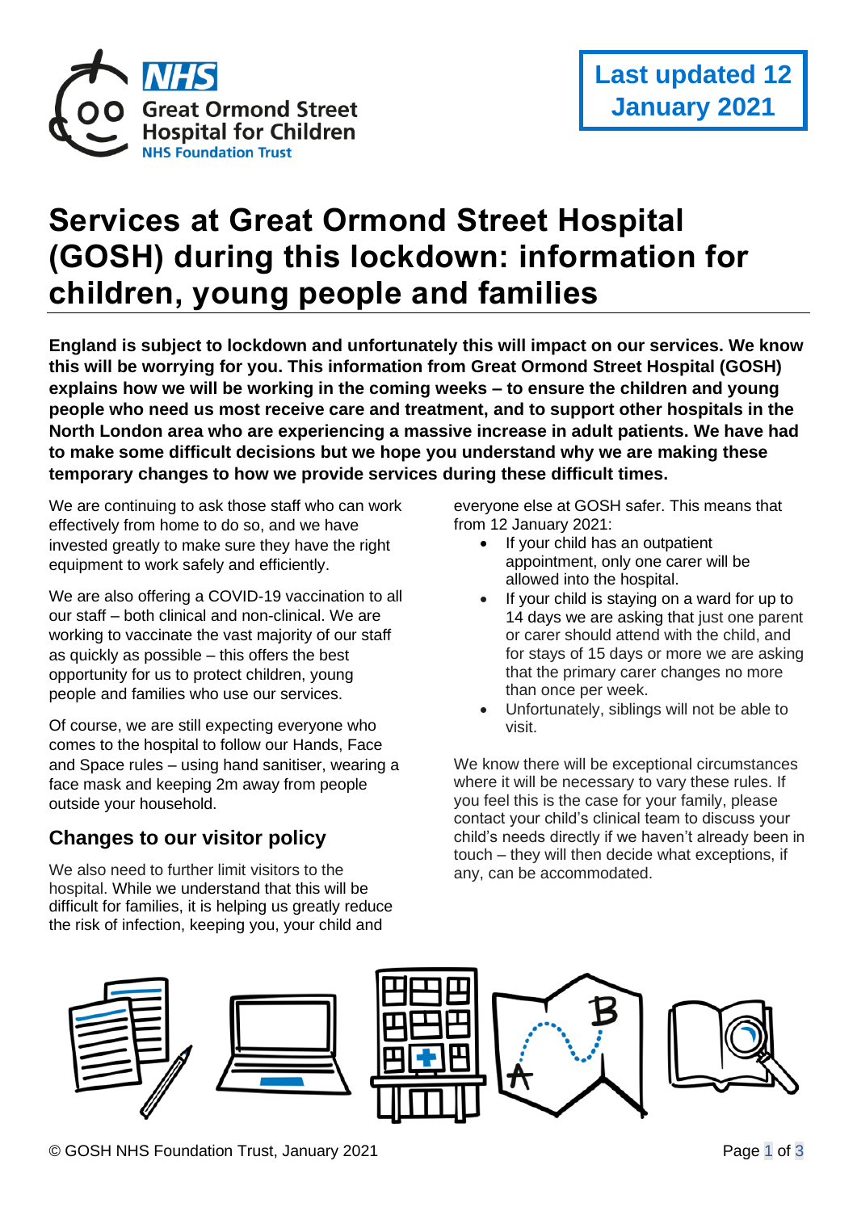Last updated 12 January 2021

# Services at Great Ormond Street Hospital (GOSH) during this lockdown: information for children, young people and families

**England is subject to lockdown and unfortunately this will impact on our services. We know this will be worrying for you. This information from Great Ormond Street Hospital (GOSH) explains how we will be working in the coming weeks – to ensure the children and young people who need us most receive care and treatment, and to support other hospitals in the North London area who are experiencing a massive increase in adult patients. We have had to make some difficult decisions but we hope you understand why we are making these temporary changes to how we provide services during these difficult times.**

We are continuing to ask those staff who can work effectively from home to do so, and we have invested greatly to make sure they have the right equipment to work safely and efficiently.

We are also offering a COVID-19 vaccination to all our staff – both clinical and non-clinical. We are working to vaccinate the vast majority of our staff as quickly as possible – this offers the best opportunity for us to protect children, young people and families who use our services.

Of course, we are still expecting everyone who comes to the hospital to follow our Hands, Face and Space rules – using hand sanitiser, wearing a face mask and keeping 2m away from people outside your household.

## Changes to our visitor policy

We also need to further limit visitors to the hospital. While we understand that this will be difficult for families, it is helping us greatly reduce the risk of infection, keeping you, your child and everyone else at GOSH safer. This means that from 12 January 2021:

- If your child has an outpatient appointment, only one carer will be allowed into the hospital.
- If your child is staying on a ward for up to 14 days we are asking that just one parent or carer should attend with the child, and for stays of 15 days or more we are asking that the primary carer changes no more than once per week.
- Unfortunately, siblings will not be able to visit.

We know there will be exceptional circumstances where it will be necessary to vary these rules. If you feel this is the case for your family, please contact your child's clinical team to discuss your child's needs directly if we haven't already been in touch – they will then decide what exceptions, if any, can be accommodated.

© GOSH NHS Foundation Trust, January 2021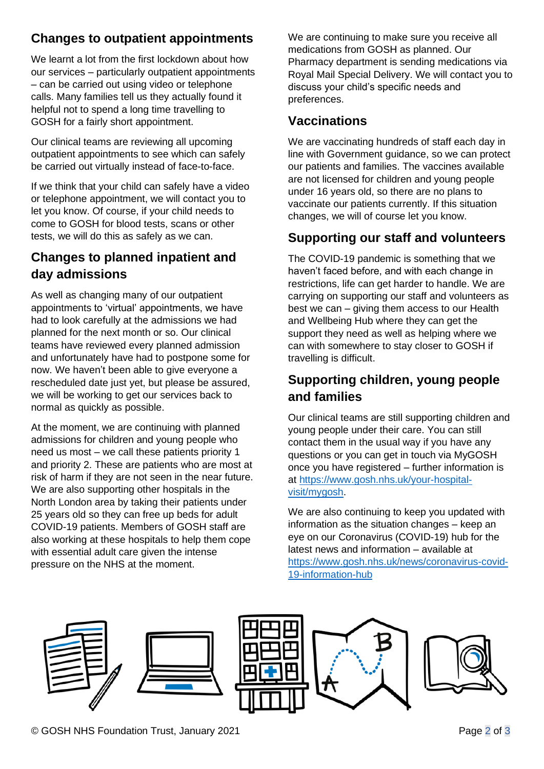## Changes to outpatient appointments

We learnt a lot from the first lockdown about how our services – particularly outpatient appointments – can be carried out using video or telephone calls. Many families tell us they actually found it helpful not to spend a long time travelling to GOSH for a fairly short appointment.

Our clinical teams are reviewing all upcoming outpatient appointments to see which can safely be carried out virtually instead of face-to-face.

If we think that your child can safely have a video or telephone appointment, we will contact you to let you know. Of course, if your child needs to come to GOSH for blood tests, scans or other tests, we will do this as safely as we can.

## Changes to planned inpatient and day admissions

As well as changing many of our outpatient appointments to 'virtual' appointments, we have had to look carefully at the admissions we had planned for the next month or so. Our clinical teams have reviewed every planned admission and unfortunately have had to postpone some for now. We haven't been able to give everyone a rescheduled date just yet, but please be assured, we will be working to get our services back to normal as quickly as possible.

At the moment, we are continuing with planned admissions for children and young people who need us most – we call these patients priority 1 and priority 2. These are patients who are most at risk of harm if they are not seen in the near future. We are also supporting other hospitals in the North London area by taking their patients under 25 years old so they can free up beds for adult COVID-19 patients. Members of GOSH staff are also working at these hospitals to help them cope with essential adult care given the intense pressure on the NHS at the moment.

We are continuing to make sure you receive all medications from GOSH as planned. Our Pharmacy department is sending medications via Royal Mail Special Delivery. We will contact you to discuss your child's specific needs and preferences.

## Vaccinations

We are vaccinating hundreds of staff each day in line with Government guidance, so we can protect our patients and families. The vaccines available are not licensed for children and young people under 16 years old, so there are no plans to vaccinate our patients currently. If this situation changes, we will of course let you know.

## Supporting our staff and volunteers

The COVID-19 pandemic is something that we haven't faced before, and with each change in restrictions, life can get harder to handle. We are carrying on supporting our staff and volunteers as best we can – giving them access to our Health and Wellbeing Hub where they can get the support they need as well as helping where we can with somewhere to stay closer to GOSH if travelling is difficult.

## Supporting children, young people and families

Our clinical teams are still supporting children and young people under their care. You can still contact them in the usual way if you have any questions or you can get in touch via MyGOSH once you have registered – further information is at https://www.gosh.nhs.uk/your-hospital-visit/mygosh.

We are also continuing to keep you updated with information as the situation changes – keep an eye on our Coronavirus (COVID-19) hub for the latest news and information – available at https://www.gosh.nhs.uk/news/coronavirus-covid-19-information-hub

© GOSH NHS Foundation Trust, January 2021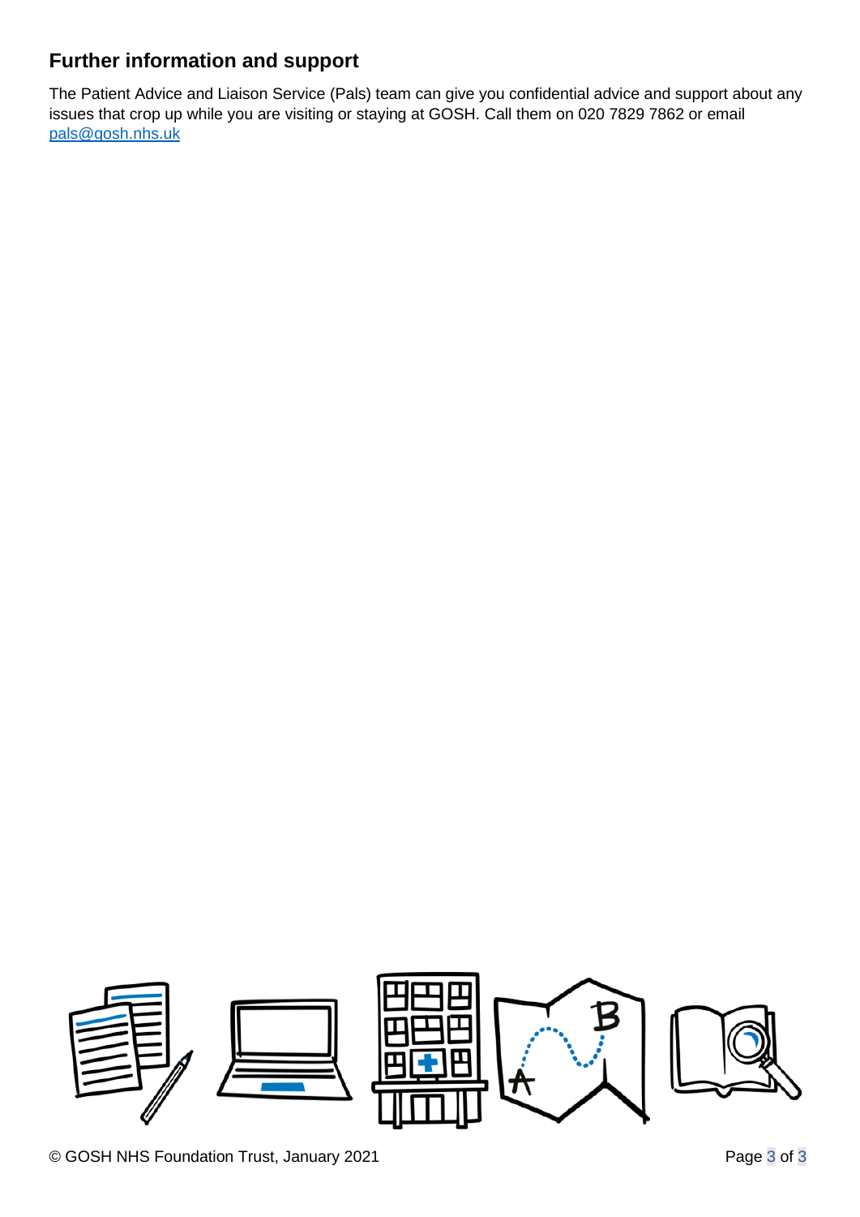## Further information and support

The Patient Advice and Liaison Service (Pals) team can give you confidential advice and support about any issues that crop up while you are visiting or staying at GOSH. Call them on 020 7829 7862 or email pals@gosh.nhs.uk

© GOSH NHS Foundation Trust, January 2021